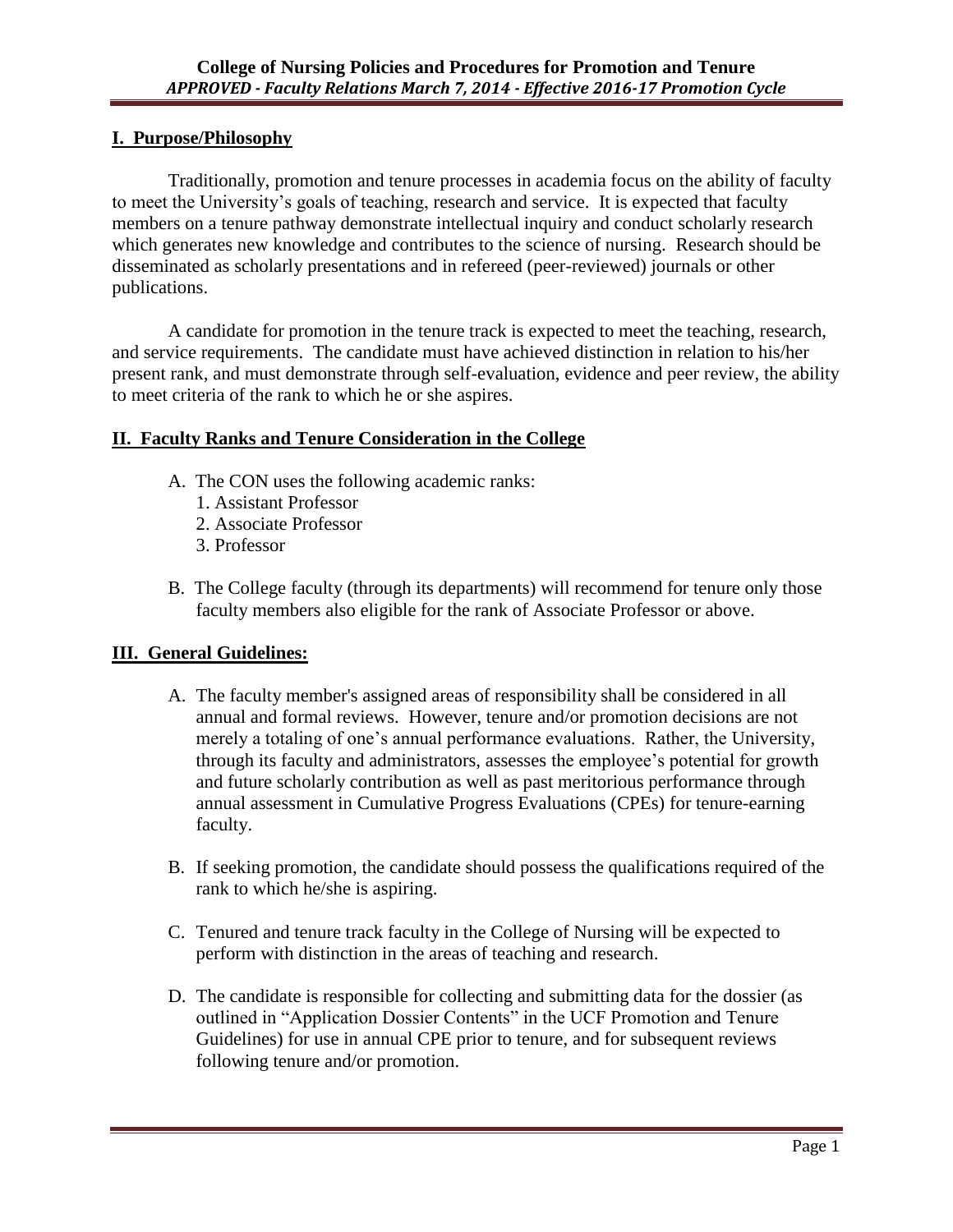# College of Nursing Policies and Procedures for Promotion and Tenure

***APPROVED - Faculty Relations March 7, 2014 - Effective 2016-17 Promotion Cycle***

## I. Purpose/Philosophy

Traditionally, promotion and tenure processes in academia focus on the ability of faculty to meet the University's goals of teaching, research and service. It is expected that faculty members on a tenure pathway demonstrate intellectual inquiry and conduct scholarly research which generates new knowledge and contributes to the science of nursing. Research should be disseminated as scholarly presentations and in refereed (peer-reviewed) journals or other publications.

A candidate for promotion in the tenure track is expected to meet the teaching, research, and service requirements. The candidate must have achieved distinction in relation to his/her present rank, and must demonstrate through self-evaluation, evidence and peer review, the ability to meet criteria of the rank to which he or she aspires.

## II. Faculty Ranks and Tenure Consideration in the College

A. The CON uses the following academic ranks:
   1. Assistant Professor
   2. Associate Professor
   3. Professor

B. The College faculty (through its departments) will recommend for tenure only those faculty members also eligible for the rank of Associate Professor or above.

## III. General Guidelines:

A. The faculty member's assigned areas of responsibility shall be considered in all annual and formal reviews. However, tenure and/or promotion decisions are not merely a totaling of one's annual performance evaluations. Rather, the University, through its faculty and administrators, assesses the employee's potential for growth and future scholarly contribution as well as past meritorious performance through annual assessment in Cumulative Progress Evaluations (CPEs) for tenure-earning faculty.

B. If seeking promotion, the candidate should possess the qualifications required of the rank to which he/she is aspiring.

C. Tenured and tenure track faculty in the College of Nursing will be expected to perform with distinction in the areas of teaching and research.

D. The candidate is responsible for collecting and submitting data for the dossier (as outlined in "Application Dossier Contents" in the UCF Promotion and Tenure Guidelines) for use in annual CPE prior to tenure, and for subsequent reviews following tenure and/or promotion.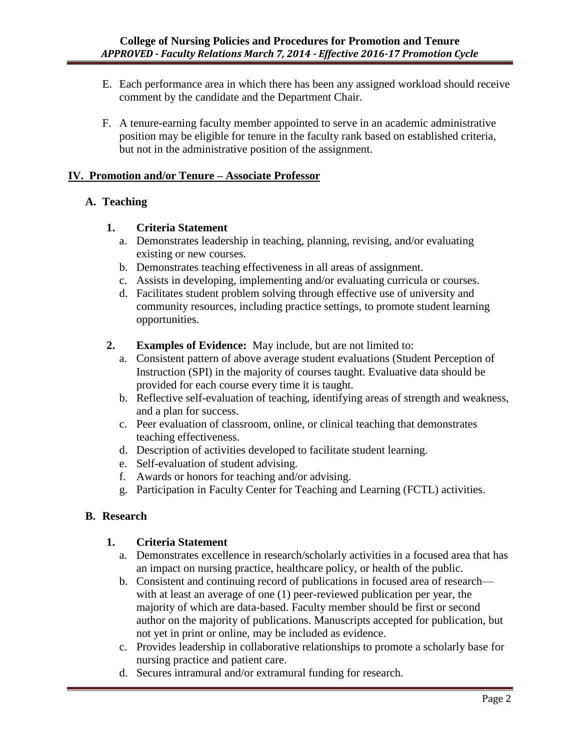E. Each performance area in which there has been any assigned workload should receive comment by the candidate and the Department Chair.

F. A tenure-earning faculty member appointed to serve in an academic administrative position may be eligible for tenure in the faculty rank based on established criteria, but not in the administrative position of the assignment.

## IV. Promotion and/or Tenure – Associate Professor

### A. Teaching

**1. Criteria Statement**

a. Demonstrates leadership in teaching, planning, revising, and/or evaluating existing or new courses.

b. Demonstrates teaching effectiveness in all areas of assignment.

c. Assists in developing, implementing and/or evaluating curricula or courses.

d. Facilitates student problem solving through effective use of university and community resources, including practice settings, to promote student learning opportunities.

**2. Examples of Evidence:** May include, but are not limited to:

a. Consistent pattern of above average student evaluations (Student Perception of Instruction (SPI) in the majority of courses taught. Evaluative data should be provided for each course every time it is taught.

b. Reflective self-evaluation of teaching, identifying areas of strength and weakness, and a plan for success.

c. Peer evaluation of classroom, online, or clinical teaching that demonstrates teaching effectiveness.

d. Description of activities developed to facilitate student learning.

e. Self-evaluation of student advising.

f. Awards or honors for teaching and/or advising.

g. Participation in Faculty Center for Teaching and Learning (FCTL) activities.

### B. Research

**1. Criteria Statement**

a. Demonstrates excellence in research/scholarly activities in a focused area that has an impact on nursing practice, healthcare policy, or health of the public.

b. Consistent and continuing record of publications in focused area of research—with at least an average of one (1) peer-reviewed publication per year, the majority of which are data-based. Faculty member should be first or second author on the majority of publications. Manuscripts accepted for publication, but not yet in print or online, may be included as evidence.

c. Provides leadership in collaborative relationships to promote a scholarly base for nursing practice and patient care.

d. Secures intramural and/or extramural funding for research.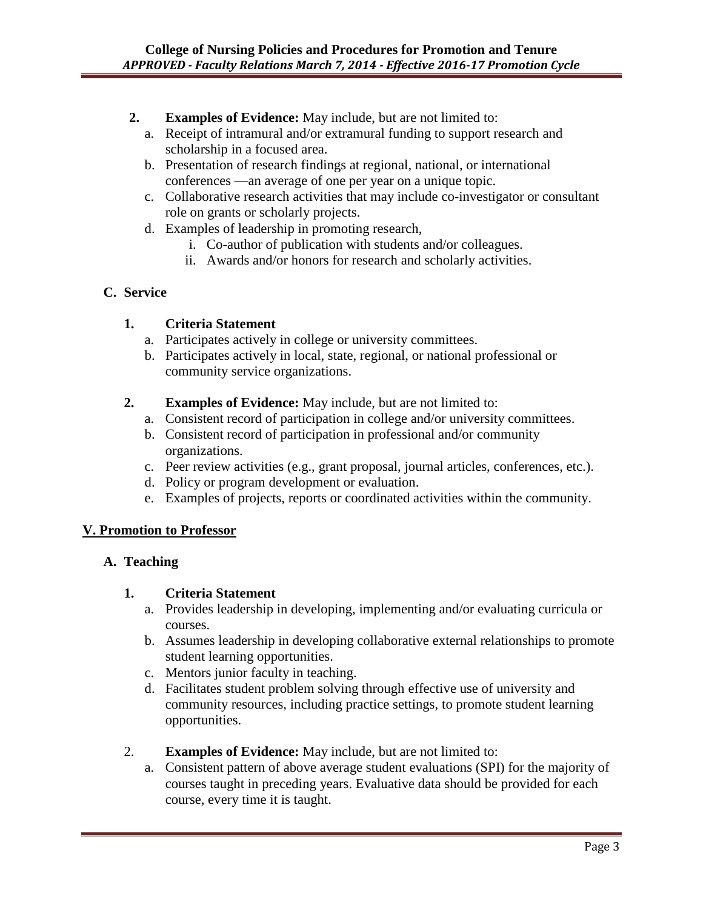2. **Examples of Evidence:** May include, but are not limited to:
   a. Receipt of intramural and/or extramural funding to support research and scholarship in a focused area.
   b. Presentation of research findings at regional, national, or international conferences —an average of one per year on a unique topic.
   c. Collaborative research activities that may include co-investigator or consultant role on grants or scholarly projects.
   d. Examples of leadership in promoting research,
      i. Co-author of publication with students and/or colleagues.
      ii. Awards and/or honors for research and scholarly activities.

### C. Service

1. **Criteria Statement**
   a. Participates actively in college or university committees.
   b. Participates actively in local, state, regional, or national professional or community service organizations.

2. **Examples of Evidence:** May include, but are not limited to:
   a. Consistent record of participation in college and/or university committees.
   b. Consistent record of participation in professional and/or community organizations.
   c. Peer review activities (e.g., grant proposal, journal articles, conferences, etc.).
   d. Policy or program development or evaluation.
   e. Examples of projects, reports or coordinated activities within the community.

## V. Promotion to Professor

### A. Teaching

1. **Criteria Statement**
   a. Provides leadership in developing, implementing and/or evaluating curricula or courses.
   b. Assumes leadership in developing collaborative external relationships to promote student learning opportunities.
   c. Mentors junior faculty in teaching.
   d. Facilitates student problem solving through effective use of university and community resources, including practice settings, to promote student learning opportunities.

2. **Examples of Evidence:** May include, but are not limited to:
   a. Consistent pattern of above average student evaluations (SPI) for the majority of courses taught in preceding years. Evaluative data should be provided for each course, every time it is taught.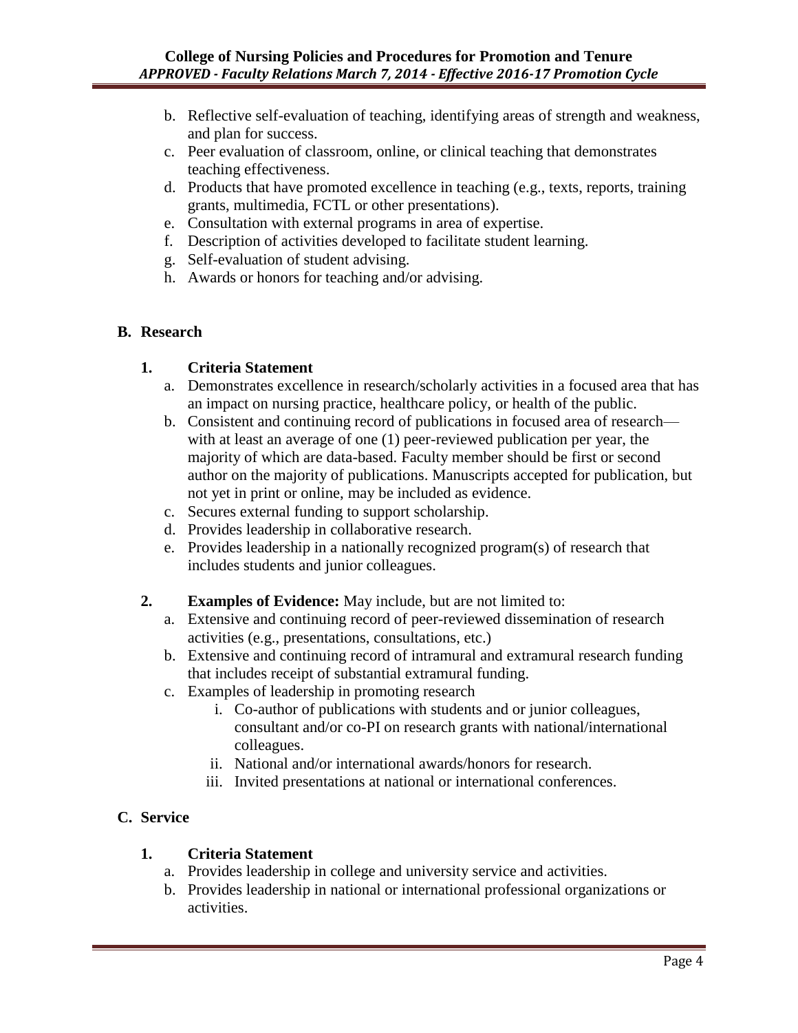b. Reflective self-evaluation of teaching, identifying areas of strength and weakness, and plan for success.
c. Peer evaluation of classroom, online, or clinical teaching that demonstrates teaching effectiveness.
d. Products that have promoted excellence in teaching (e.g., texts, reports, training grants, multimedia, FCTL or other presentations).
e. Consultation with external programs in area of expertise.
f. Description of activities developed to facilitate student learning.
g. Self-evaluation of student advising.
h. Awards or honors for teaching and/or advising.

### B. Research

#### 1. Criteria Statement

a. Demonstrates excellence in research/scholarly activities in a focused area that has an impact on nursing practice, healthcare policy, or health of the public.
b. Consistent and continuing record of publications in focused area of research—with at least an average of one (1) peer-reviewed publication per year, the majority of which are data-based. Faculty member should be first or second author on the majority of publications. Manuscripts accepted for publication, but not yet in print or online, may be included as evidence.
c. Secures external funding to support scholarship.
d. Provides leadership in collaborative research.
e. Provides leadership in a nationally recognized program(s) of research that includes students and junior colleagues.

#### 2. Examples of Evidence:

May include, but are not limited to:

a. Extensive and continuing record of peer-reviewed dissemination of research activities (e.g., presentations, consultations, etc.)
b. Extensive and continuing record of intramural and extramural research funding that includes receipt of substantial extramural funding.
c. Examples of leadership in promoting research
    i. Co-author of publications with students and or junior colleagues, consultant and/or co-PI on research grants with national/international colleagues.
    ii. National and/or international awards/honors for research.
    iii. Invited presentations at national or international conferences.

### C. Service

#### 1. Criteria Statement

a. Provides leadership in college and university service and activities.
b. Provides leadership in national or international professional organizations or activities.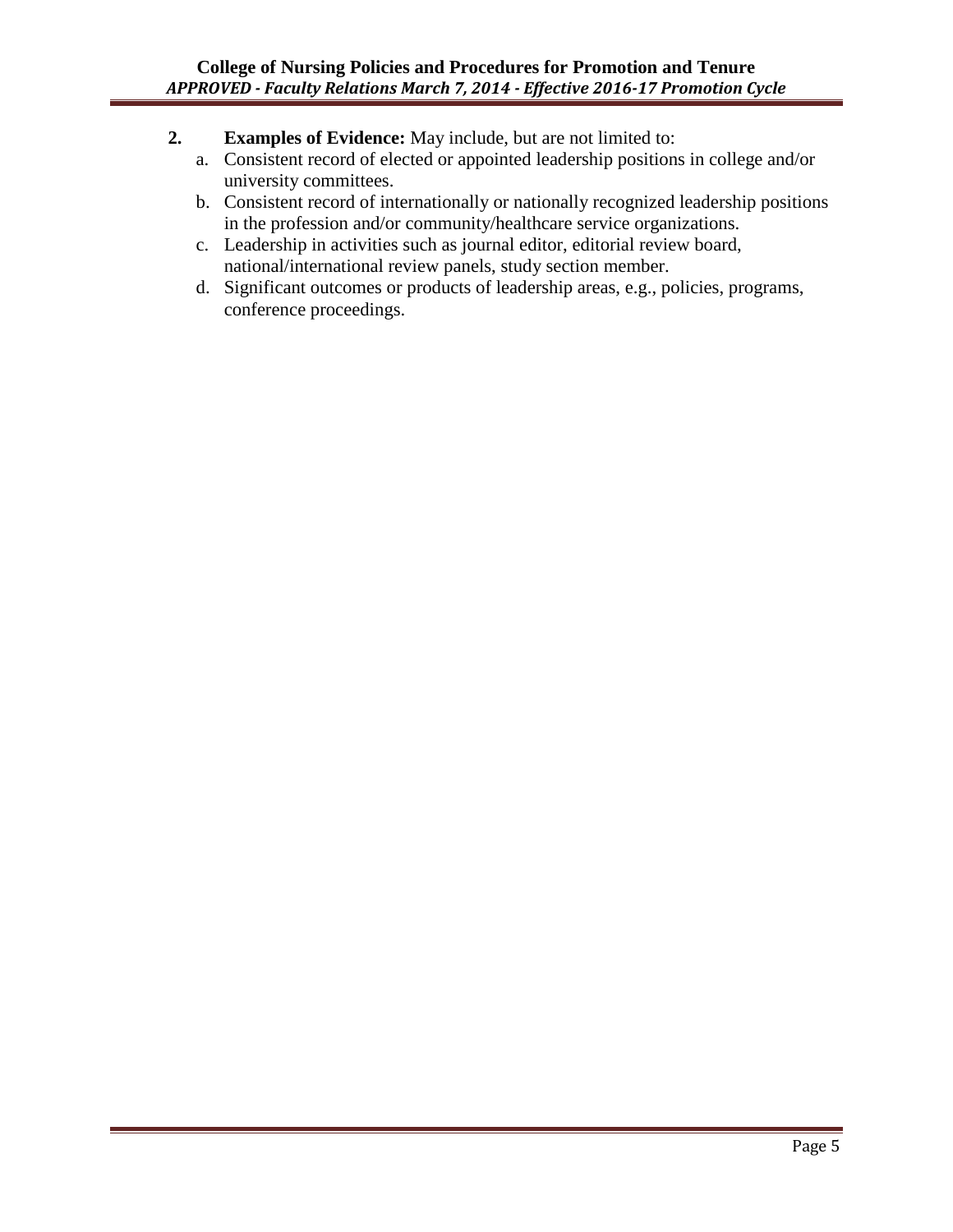**2. Examples of Evidence:** May include, but are not limited to:

a. Consistent record of elected or appointed leadership positions in college and/or university committees.
b. Consistent record of internationally or nationally recognized leadership positions in the profession and/or community/healthcare service organizations.
c. Leadership in activities such as journal editor, editorial review board, national/international review panels, study section member.
d. Significant outcomes or products of leadership areas, e.g., policies, programs, conference proceedings.